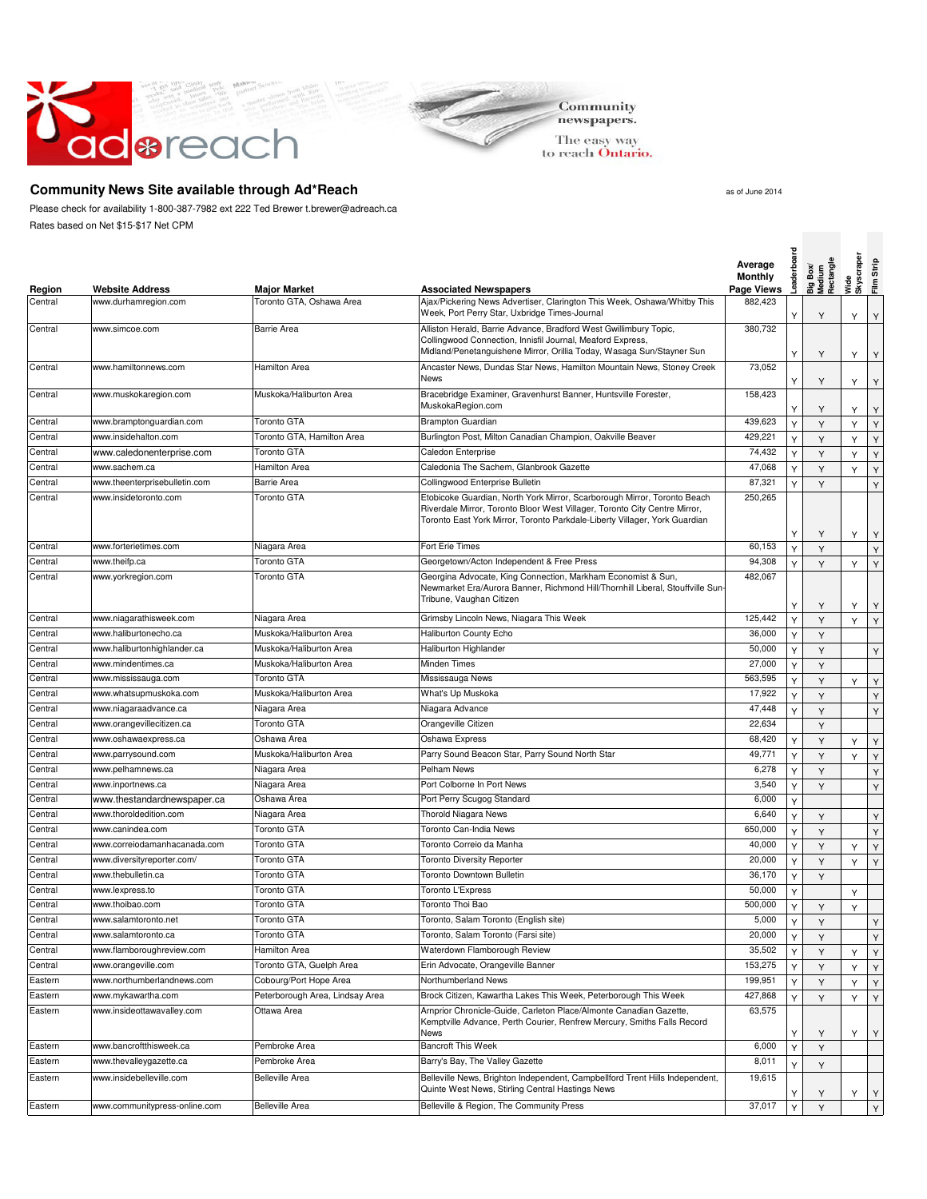# Community News Site available through Ad*Reach

as of June 2014

Please check for availability 1-800-387-7982 ext 222 Ted Brewer t.brewer@adreach.ca

Rates based on Net $15-$17 Net CPM

| Region | Website Address | Major Market | Associated Newspapers | Average Monthly Page Views | Leaderboard | Big Box/ Medium Rectangle | Wide Skyscraper | Film Strip |
|---|---|---|---|---|---|---|---|---|
| Central | www.durhamregion.com | Toronto GTA, Oshawa Area | Ajax/Pickering News Advertiser, Clarington This Week, Oshawa/Whitby This Week, Port Perry Star, Uxbridge Times-Journal | 882,423 | Y | Y | Y | Y |
| Central | www.simcoe.com | Barrie Area | Alliston Herald, Barrie Advance, Bradford West Gwillimbury Topic, Collingwood Connection, Innisfil Journal, Meaford Express, Midland/Penetanguishene Mirror, Orillia Today, Wasaga Sun/Stayner Sun | 380,732 | Y | Y | Y | Y |
| Central | www.hamiltonnews.com | Hamilton Area | Ancaster News, Dundas Star News, Hamilton Mountain News, Stoney Creek News | 73,052 | Y | Y | Y | Y |
| Central | www.muskokaregion.com | Muskoka/Haliburton Area | Bracebridge Examiner, Gravenhurst Banner, Huntsville Forester, MuskokaRegion.com | 158,423 | Y | Y | Y | Y |
| Central | www.bramptonguardian.com | Toronto GTA | Brampton Guardian | 439,623 | Y | Y | Y | Y |
| Central | www.insidehalton.com | Toronto GTA, Hamilton Area | Burlington Post, Milton Canadian Champion, Oakville Beaver | 429,221 | Y | Y | Y | Y |
| Central | www.caledonenterprise.com | Toronto GTA | Caledon Enterprise | 74,432 | Y | Y | Y | Y |
| Central | www.sachem.ca | Hamilton Area | Caledonia The Sachem, Glanbrook Gazette | 47,068 | Y | Y | Y | Y |
| Central | www.theenterprisebulletin.com | Barrie Area | Collingwood Enterprise Bulletin | 87,321 | Y | Y | | Y |
| Central | www.insidetoronto.com | Toronto GTA | Etobicoke Guardian, North York Mirror, Scarborough Mirror, Toronto Beach Riverdale Mirror, Toronto Bloor West Villager, Toronto City Centre Mirror, Toronto East York Mirror, Toronto Parkdale-Liberty Villager, York Guardian | 250,265 | Y | Y | Y | Y |
| Central | www.forterietimes.com | Niagara Area | Fort Erie Times | 60,153 | Y | Y | | Y |
| Central | www.theifp.ca | Toronto GTA | Georgetown/Acton Independent & Free Press | 94,308 | Y | Y | Y | Y |
| Central | www.yorkregion.com | Toronto GTA | Georgina Advocate, King Connection, Markham Economist & Sun, Newmarket Era/Aurora Banner, Richmond Hill/Thornhill Liberal, Stouffville Sun-Tribune, Vaughan Citizen | 482,067 | Y | Y | Y | Y |
| Central | www.niagarathisweek.com | Niagara Area | Grimsby Lincoln News, Niagara This Week | 125,442 | Y | Y | Y | Y |
| Central | www.haliburtonecho.ca | Muskoka/Haliburton Area | Haliburton County Echo | 36,000 | Y | Y | | |
| Central | www.haliburtonhighlander.ca | Muskoka/Haliburton Area | Haliburton Highlander | 50,000 | Y | Y | | Y |
| Central | www.mindentimes.ca | Muskoka/Haliburton Area | Minden Times | 27,000 | Y | Y | | |
| Central | www.mississauga.com | Toronto GTA | Mississauga News | 563,595 | Y | Y | Y | Y |
| Central | www.whatsupmuskoka.com | Muskoka/Haliburton Area | What's Up Muskoka | 17,922 | Y | Y | | Y |
| Central | www.niagaraadvance.ca | Niagara Area | Niagara Advance | 47,448 | Y | Y | | Y |
| Central | www.orangevillecitizen.ca | Toronto GTA | Orangeville Citizen | 22,634 | | Y | | |
| Central | www.oshawaexpress.ca | Oshawa Area | Oshawa Express | 68,420 | Y | Y | Y | Y |
| Central | www.parrysound.com | Muskoka/Haliburton Area | Parry Sound Beacon Star, Parry Sound North Star | 49,771 | Y | Y | Y | Y |
| Central | www.pelhamnews.ca | Niagara Area | Pelham News | 6,278 | Y | Y | | Y |
| Central | www.inportnews.ca | Niagara Area | Port Colborne In Port News | 3,540 | Y | Y | | Y |
| Central | www.thestandardnewspaper.ca | Oshawa Area | Port Perry Scugog Standard | 6,000 | Y | | | |
| Central | www.thoroldedition.com | Niagara Area | Thorold Niagara News | 6,640 | Y | Y | | Y |
| Central | www.canindea.com | Toronto GTA | Toronto Can-India News | 650,000 | Y | Y | | Y |
| Central | www.correiodamanhacanada.com | Toronto GTA | Toronto Correio da Manha | 40,000 | Y | Y | Y | Y |
| Central | www.diversityreporter.com/ | Toronto GTA | Toronto Diversity Reporter | 20,000 | Y | Y | Y | Y |
| Central | www.thebulletin.ca | Toronto GTA | Toronto Downtown Bulletin | 36,170 | Y | Y | | |
| Central | www.lexpress.to | Toronto GTA | Toronto L'Express | 50,000 | Y | | Y | |
| Central | www.thoibao.com | Toronto GTA | Toronto Thoi Bao | 500,000 | Y | Y | Y | |
| Central | www.salamtoronto.net | Toronto GTA | Toronto, Salam Toronto (English site) | 5,000 | Y | Y | | Y |
| Central | www.salamtoronto.ca | Toronto GTA | Toronto, Salam Toronto (Farsi site) | 20,000 | Y | Y | | Y |
| Central | www.flamboroughreview.com | Hamilton Area | Waterdown Flamborough Review | 35,502 | Y | Y | Y | Y |
| Central | www.orangeville.com | Toronto GTA, Guelph Area | Erin Advocate, Orangeville Banner | 153,275 | Y | Y | Y | Y |
| Eastern | www.northumberlandnews.com | Cobourg/Port Hope Area | Northumberland News | 199,951 | Y | Y | Y | Y |
| Eastern | www.mykawartha.com | Peterborough Area, Lindsay Area | Brock Citizen, Kawartha Lakes This Week, Peterborough This Week | 427,868 | Y | Y | Y | Y |
| Eastern | www.insideottawavalley.com | Ottawa Area | Arnprior Chronicle-Guide, Carleton Place/Almonte Canadian Gazette, Kemptville Advance, Perth Courier, Renfrew Mercury, Smiths Falls Record News | 63,575 | Y | Y | Y | Y |
| Eastern | www.bancroftthisweek.ca | Pembroke Area | Bancroft This Week | 6,000 | Y | Y | | |
| Eastern | www.thevalleygazette.ca | Pembroke Area | Barry's Bay, The Valley Gazette | 8,011 | Y | Y | | |
| Eastern | www.insidebelleville.com | Belleville Area | Belleville News, Brighton Independent, Campbellford Trent Hills Independent, Quinte West News, Stirling Central Hastings News | 19,615 | Y | Y | Y | Y |
| Eastern | www.communitypress-online.com | Belleville Area | Belleville & Region, The Community Press | 37,017 | Y | Y | | Y |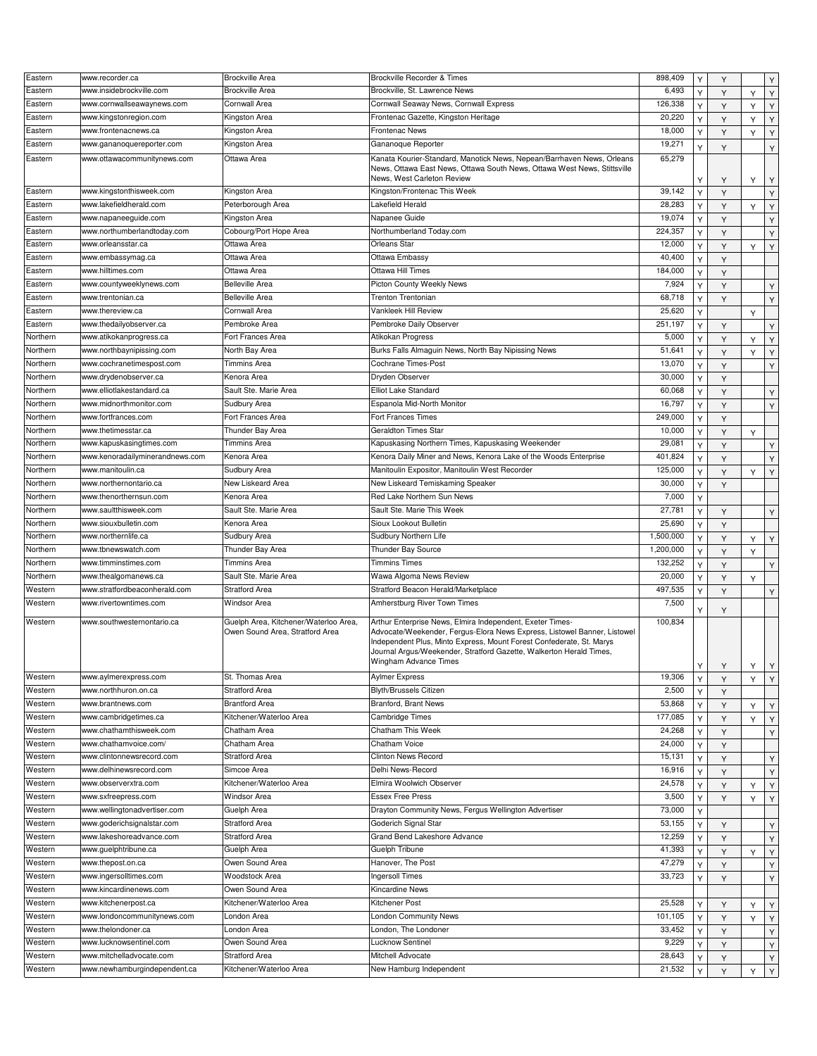| | | | | | | | | |
|---|---|---|---|---|---|---|---|---|
| Eastern | www.recorder.ca | Brockville Area | Brockville Recorder & Times | 898,409 | Y | Y | | Y |
| Eastern | www.insidebrockville.com | Brockville Area | Brockville, St. Lawrence News | 6,493 | Y | Y | Y | Y |
| Eastern | www.cornwallseawaynews.com | Cornwall Area | Cornwall Seaway News, Cornwall Express | 126,338 | Y | Y | Y | Y |
| Eastern | www.kingstonregion.com | Kingston Area | Frontenac Gazette, Kingston Heritage | 20,220 | Y | Y | Y | Y |
| Eastern | www.frontenacnews.ca | Kingston Area | Frontenac News | 18,000 | Y | Y | Y | Y |
| Eastern | www.gananoquereporter.com | Kingston Area | Gananoque Reporter | 19,271 | Y | Y | | Y |
| Eastern | www.ottawacommunitynews.com | Ottawa Area | Kanata Kourier-Standard, Manotick News, Nepean/Barrhaven News, Orleans News, Ottawa East News, Ottawa South News, Ottawa West News, Stittsville News, West Carleton Review | 65,279 | Y | Y | Y | Y |
| Eastern | www.kingstonthisweek.com | Kingston Area | Kingston/Frontenac This Week | 39,142 | Y | Y | | Y |
| Eastern | www.lakefieldherald.com | Peterborough Area | Lakefield Herald | 28,283 | Y | Y | Y | Y |
| Eastern | www.napaneeguide.com | Kingston Area | Napanee Guide | 19,074 | Y | Y | | Y |
| Eastern | www.northumberlandtoday.com | Cobourg/Port Hope Area | Northumberland Today.com | 224,357 | Y | Y | | Y |
| Eastern | www.orleansstar.ca | Ottawa Area | Orleans Star | 12,000 | Y | Y | Y | Y |
| Eastern | www.embassymag.ca | Ottawa Area | Ottawa Embassy | 40,400 | Y | Y | | |
| Eastern | www.hilltimes.com | Ottawa Area | Ottawa Hill Times | 184,000 | Y | Y | | |
| Eastern | www.countyweeklynews.com | Belleville Area | Picton County Weekly News | 7,924 | Y | Y | | Y |
| Eastern | www.trentonian.ca | Belleville Area | Trenton Trentonian | 68,718 | Y | Y | | Y |
| Eastern | www.thereview.ca | Cornwall Area | Vankleek Hill Review | 25,620 | Y | | Y | |
| Eastern | www.thedailyobserver.ca | Pembroke Area | Pembroke Daily Observer | 251,197 | Y | Y | | Y |
| Northern | www.atikokanprogress.ca | Fort Frances Area | Atikokan Progress | 5,000 | Y | Y | Y | Y |
| Northern | www.northbaynipissing.com | North Bay Area | Burks Falls Almaguin News, North Bay Nipissing News | 51,641 | Y | Y | Y | Y |
| Northern | www.cochranetimespost.com | Timmins Area | Cochrane Times-Post | 13,070 | Y | Y | | Y |
| Northern | www.drydenobserver.ca | Kenora Area | Dryden Observer | 30,000 | Y | Y | | |
| Northern | www.elliotlakestandard.ca | Sault Ste. Marie Area | Elliot Lake Standard | 60,068 | Y | Y | | Y |
| Northern | www.midnorthmonitor.com | Sudbury Area | Espanola Mid-North Monitor | 16,797 | Y | Y | | Y |
| Northern | www.fortfrances.com | Fort Frances Area | Fort Frances Times | 249,000 | Y | Y | | |
| Northern | www.thetimesstar.ca | Thunder Bay Area | Geraldton Times Star | 10,000 | Y | Y | Y | |
| Northern | www.kapuskasingtimes.com | Timmins Area | Kapuskasing Northern Times, Kapuskasing Weekender | 29,081 | Y | Y | | Y |
| Northern | www.kenoradailyminerandnews.com | Kenora Area | Kenora Daily Miner and News, Kenora Lake of the Woods Enterprise | 401,824 | Y | Y | | Y |
| Northern | www.manitoulin.ca | Sudbury Area | Manitoulin Expositor, Manitoulin West Recorder | 125,000 | Y | Y | Y | Y |
| Northern | www.northernontario.ca | New Liskeard Area | New Liskeard Temiskaming Speaker | 30,000 | Y | Y | | |
| Northern | www.thenorthernsun.com | Kenora Area | Red Lake Northern Sun News | 7,000 | Y | | | |
| Northern | www.saultthisweek.com | Sault Ste. Marie Area | Sault Ste. Marie This Week | 27,781 | Y | Y | | Y |
| Northern | www.siouxbulletin.com | Kenora Area | Sioux Lookout Bulletin | 25,690 | Y | Y | | |
| Northern | www.northernlife.ca | Sudbury Area | Sudbury Northern Life | 1,500,000 | Y | Y | Y | Y |
| Northern | www.tbnewswatch.com | Thunder Bay Area | Thunder Bay Source | 1,200,000 | Y | Y | Y | |
| Northern | www.timminstimes.com | Timmins Area | Timmins Times | 132,252 | Y | Y | | Y |
| Northern | www.thealgomanews.ca | Sault Ste. Marie Area | Wawa Algoma News Review | 20,000 | Y | Y | Y | |
| Western | www.stratfordbeaconherald.com | Stratford Area | Stratford Beacon Herald/Marketplace | 497,535 | Y | Y | | Y |
| Western | www.rivertowntimes.com | Windsor Area | Amherstburg River Town Times | 7,500 | Y | Y | | |
| Western | www.southwesternontario.ca | Guelph Area, Kitchener/Waterloo Area, Owen Sound Area, Stratford Area | Arthur Enterprise News, Elmira Independent, Exeter Times-Advocate/Weekender, Fergus-Elora News Express, Listowel Banner, Listowel Independent Plus, Minto Express, Mount Forest Confederate, St. Marys Journal Argus/Weekender, Stratford Gazette, Walkerton Herald Times, Wingham Advance Times | 100,834 | Y | Y | Y | Y |
| Western | www.aylmerexpress.com | St. Thomas Area | Aylmer Express | 19,306 | Y | Y | Y | Y |
| Western | www.northhuron.on.ca | Stratford Area | Blyth/Brussels Citizen | 2,500 | Y | Y | | |
| Western | www.brantnews.com | Brantford Area | Branford, Brant News | 53,868 | Y | Y | Y | Y |
| Western | www.cambridgetimes.ca | Kitchener/Waterloo Area | Cambridge Times | 177,085 | Y | Y | Y | Y |
| Western | www.chathamthisweek.com | Chatham Area | Chatham This Week | 24,268 | Y | Y | | Y |
| Western | www.chathamvoice.com/ | Chatham Area | Chatham Voice | 24,000 | Y | Y | | |
| Western | www.clintonnewsrecord.com | Stratford Area | Clinton News Record | 15,131 | Y | Y | | Y |
| Western | www.delhinewsrecord.com | Simcoe Area | Delhi News-Record | 16,916 | Y | Y | | Y |
| Western | www.observerxtra.com | Kitchener/Waterloo Area | Elmira Woolwich Observer | 24,578 | Y | Y | Y | Y |
| Western | www.sxfreepress.com | Windsor Area | Essex Free Press | 3,500 | Y | Y | Y | Y |
| Western | www.wellingtonadvertiser.com | Guelph Area | Drayton Community News, Fergus Wellington Advertiser | 73,000 | Y | | | |
| Western | www.goderichsignalstar.com | Stratford Area | Goderich Signal Star | 53,155 | Y | Y | | Y |
| Western | www.lakeshoreadvance.com | Stratford Area | Grand Bend Lakeshore Advance | 12,259 | Y | Y | | Y |
| Western | www.guelphtribune.ca | Guelph Area | Guelph Tribune | 41,393 | Y | Y | Y | Y |
| Western | www.thepost.on.ca | Owen Sound Area | Hanover, The Post | 47,279 | Y | Y | | Y |
| Western | www.ingersolltimes.com | Woodstock Area | Ingersoll Times | 33,723 | Y | Y | | Y |
| Western | www.kincardinenews.com | Owen Sound Area | Kincardine News | | | | | |
| Western | www.kitchenerpost.ca | Kitchener/Waterloo Area | Kitchener Post | 25,528 | Y | Y | Y | Y |
| Western | www.londoncommunitynews.com | London Area | London Community News | 101,105 | Y | Y | Y | Y |
| Western | www.thelondoner.ca | London Area | London, The Londoner | 33,452 | Y | Y | | Y |
| Western | www.lucknowsentinel.com | Owen Sound Area | Lucknow Sentinel | 9,229 | Y | Y | | Y |
| Western | www.mitchelladvocate.com | Stratford Area | Mitchell Advocate | 28,643 | Y | Y | | Y |
| Western | www.newhamburgindependent.ca | Kitchener/Waterloo Area | New Hamburg Independent | 21,532 | Y | Y | Y | Y |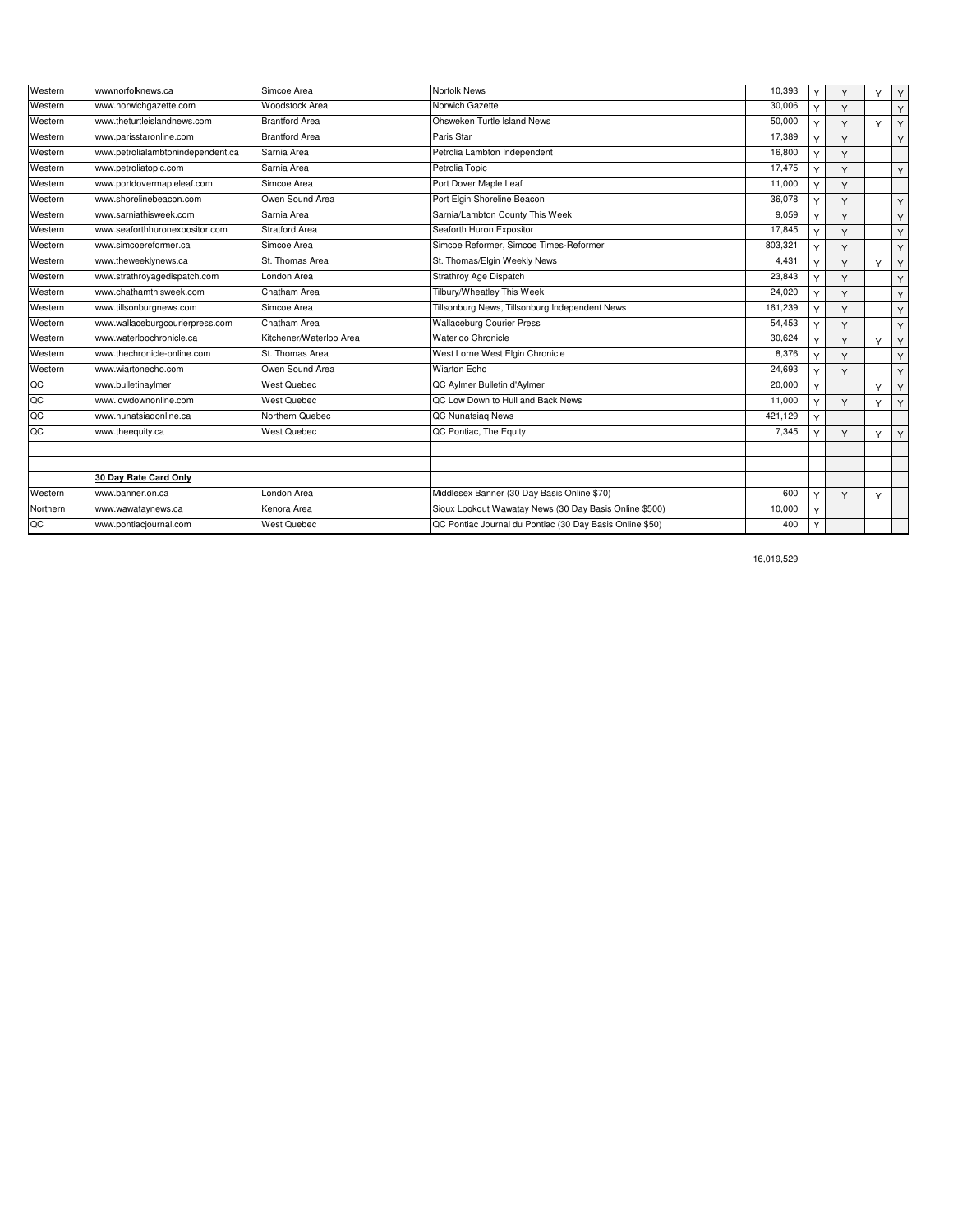| | | | | | | | | |
|---|---|---|---|---|---|---|---|---|
| Western | wwwnorfolknews.ca | Simcoe Area | Norfolk News | 10,393 | Y | Y | Y | Y |
| Western | www.norwichgazette.com | Woodstock Area | Norwich Gazette | 30,006 | Y | Y | | Y |
| Western | www.theturtleislandnews.com | Brantford Area | Ohsweken Turtle Island News | 50,000 | Y | Y | Y | Y |
| Western | www.parisstaronline.com | Brantford Area | Paris Star | 17,389 | Y | Y | | Y |
| Western | www.petrolialambtonindependent.ca | Sarnia Area | Petrolia Lambton Independent | 16,800 | Y | Y | | |
| Western | www.petroliatopic.com | Sarnia Area | Petrolia Topic | 17,475 | Y | Y | | Y |
| Western | www.portdovermapleleaf.com | Simcoe Area | Port Dover Maple Leaf | 11,000 | Y | Y | | |
| Western | www.shorelinebeacon.com | Owen Sound Area | Port Elgin Shoreline Beacon | 36,078 | Y | Y | | Y |
| Western | www.sarniathisweek.com | Sarnia Area | Sarnia/Lambton County This Week | 9,059 | Y | Y | | Y |
| Western | www.seaforthhuronexpositor.com | Stratford Area | Seaforth Huron Expositor | 17,845 | Y | Y | | Y |
| Western | www.simcoereformer.ca | Simcoe Area | Simcoe Reformer, Simcoe Times-Reformer | 803,321 | Y | Y | | Y |
| Western | www.theweeklynews.ca | St. Thomas Area | St. Thomas/Elgin Weekly News | 4,431 | Y | Y | Y | Y |
| Western | www.strathroyagedispatch.com | London Area | Strathroy Age Dispatch | 23,843 | Y | Y | | Y |
| Western | www.chathamthisweek.com | Chatham Area | Tilbury/Wheatley This Week | 24,020 | Y | Y | | Y |
| Western | www.tillsonburgnews.com | Simcoe Area | Tillsonburg News, Tillsonburg Independent News | 161,239 | Y | Y | | Y |
| Western | www.wallaceburgcourierpress.com | Chatham Area | Wallaceburg Courier Press | 54,453 | Y | Y | | Y |
| Western | www.waterloochronicle.ca | Kitchener/Waterloo Area | Waterloo Chronicle | 30,624 | Y | Y | Y | Y |
| Western | www.thechronicle-online.com | St. Thomas Area | West Lorne West Elgin Chronicle | 8,376 | Y | Y | | Y |
| Western | www.wiartonecho.com | Owen Sound Area | Wiarton Echo | 24,693 | Y | Y | | Y |
| QC | www.bulletinaylmer | West Quebec | QC Aylmer Bulletin d'Aylmer | 20,000 | Y | | Y | Y |
| QC | www.lowdownonline.com | West Quebec | QC Low Down to Hull and Back News | 11,000 | Y | Y | Y | Y |
| QC | www.nunatsiaqonline.ca | Northern Quebec | QC Nunatsiaq News | 421,129 | Y | | | |
| QC | www.theequity.ca | West Quebec | QC Pontiac, The Equity | 7,345 | Y | Y | Y | Y |
| | | | | | | | | |
| | | | | | | | | |
| | **30 Day Rate Card Only** | | | | | | | |
| Western | www.banner.on.ca | London Area | Middlesex Banner (30 Day Basis Online $70) | 600 | Y | Y | Y | |
| Northern | www.wawataynews.ca | Kenora Area | Sioux Lookout Wawatay News (30 Day Basis Online $500) | 10,000 | Y | | | |
| QC | www.pontiacjournal.com | West Quebec | QC Pontiac Journal du Pontiac (30 Day Basis Online $50) | 400 | Y | | | |

16,019,529